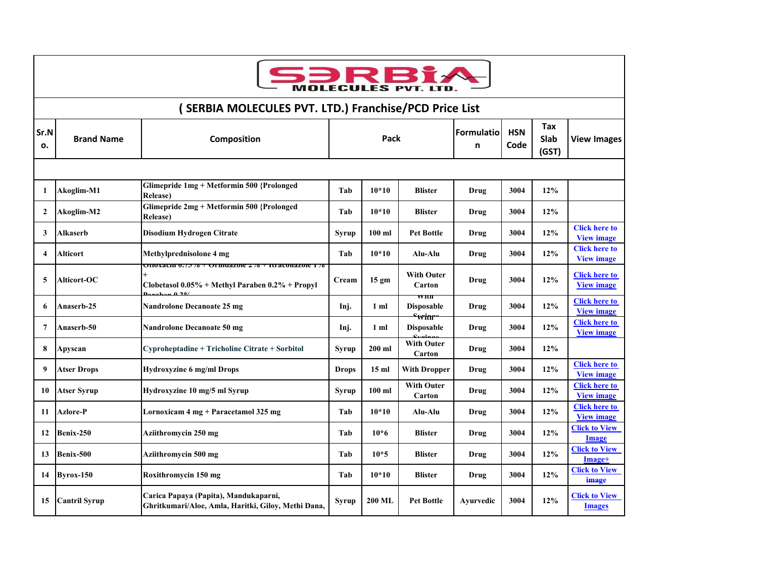# SERBIA MOLECULES PVT. LTD.

## ( SERBIA MOLECULES PVT. LTD.) Franchise/PCD Price List

| Sr.No. | Brand Name | Composition | Pack | | | Formulation | HSN Code | Tax Slab (GST) | View Images |
|---|---|---|---|---|---|---|---|---|---|
| 1 | Akoglim-M1 | Glimepride 1mg + Metformin 500 {Prolonged Release) | Tab | 10*10 | Blister | Drug | 3004 | 12% | |
| 2 | Akoglim-M2 | Glimepride 2mg + Metformin 500 {Prolonged Release) | Tab | 10*10 | Blister | Drug | 3004 | 12% | |
| 3 | Alkaserb | Disodium Hydrogen Citrate | Syrup | 100 ml | Pet Bottle | Drug | 3004 | 12% | Click here to View image |
| 4 | Alticort | Methylprednisolone 4 mg | Tab | 10*10 | Alu-Alu | Drug | 3004 | 12% | Click here to View image |
| 5 | Alticort-OC | Ofloxacin 0.75% + Ornidazole 2% + Itraconazole 1% + Clobetasol 0.05% + Methyl Paraben 0.2% + Propyl Paraben 0.2% | Cream | 15 gm | With Outer Carton | Drug | 3004 | 12% | Click here to View image |
| 6 | Anaserb-25 | Nandrolone Decanoate 25 mg | Inj. | 1 ml | With Disposable Syringe | Drug | 3004 | 12% | Click here to View image |
| 7 | Anaserb-50 | Nandrolone Decanoate 50 mg | Inj. | 1 ml | With Disposable Syringe | Drug | 3004 | 12% | Click here to View image |
| 8 | Apyscan | Cyproheptadine + Tricholine Citrate + Sorbitol | Syrup | 200 ml | With Outer Carton | Drug | 3004 | 12% | |
| 9 | Atser Drops | Hydroxyzine 6 mg/ml Drops | Drops | 15 ml | With Dropper | Drug | 3004 | 12% | Click here to View image |
| 10 | Atser Syrup | Hydroxyzine 10 mg/5 ml Syrup | Syrup | 100 ml | With Outer Carton | Drug | 3004 | 12% | Click here to View image |
| 11 | Azlore-P | Lornoxicam 4 mg + Paracetamol 325 mg | Tab | 10*10 | Alu-Alu | Drug | 3004 | 12% | Click here to View image |
| 12 | Benix-250 | Aziithromycin 250 mg | Tab | 10*6 | Blister | Drug | 3004 | 12% | Click to View Image |
| 13 | Benix-500 | Aziithromycin 500 mg | Tab | 10*5 | Blister | Drug | 3004 | 12% | Click to View Image+ |
| 14 | Byrox-150 | Roxithromycin 150 mg | Tab | 10*10 | Blister | Drug | 3004 | 12% | Click to View image |
| 15 | Cantril Syrup | Carica Papaya (Papita), Mandukaparni, Ghritkumari/Aloe, Amla, Haritki, Giloy, Methi Dana, | Syrup | 200 ML | Pet Bottle | Ayurvedic | 3004 | 12% | Click to View Images |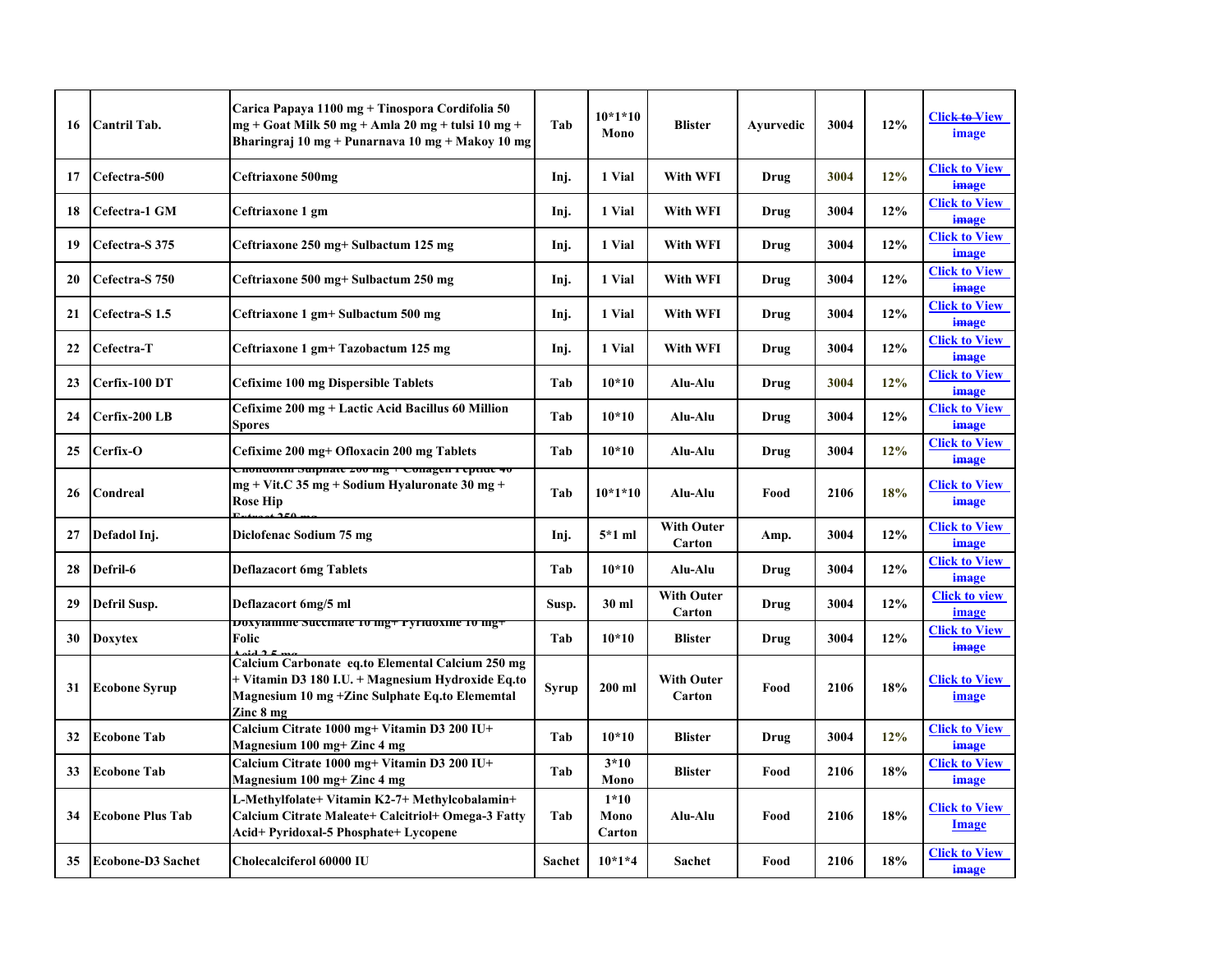| 16 | Cantril Tab. | Carica Papaya 1100 mg + Tinospora Cordifolia 50 mg + Goat Milk 50 mg + Amla 20 mg + tulsi 10 mg + Bharingraj 10 mg + Punarnava 10 mg + Makoy 10 mg | Tab | 10*1*10 Mono | Blister | Ayurvedic | 3004 | 12% | Click to View image |
|---|---|---|---|---|---|---|---|---|---|
| 17 | Cefectra-500 | Ceftriaxone 500mg | Inj. | 1 Vial | With WFI | Drug | 3004 | 12% | Click to View image |
| 18 | Cefectra-1 GM | Ceftriaxone 1 gm | Inj. | 1 Vial | With WFI | Drug | 3004 | 12% | Click to View image |
| 19 | Cefectra-S 375 | Ceftriaxone 250 mg+ Sulbactum 125 mg | Inj. | 1 Vial | With WFI | Drug | 3004 | 12% | Click to View image |
| 20 | Cefectra-S 750 | Ceftriaxone 500 mg+ Sulbactum 250 mg | Inj. | 1 Vial | With WFI | Drug | 3004 | 12% | Click to View image |
| 21 | Cefectra-S 1.5 | Ceftriaxone 1 gm+ Sulbactum 500 mg | Inj. | 1 Vial | With WFI | Drug | 3004 | 12% | Click to View image |
| 22 | Cefectra-T | Ceftriaxone 1 gm+ Tazobactum 125 mg | Inj. | 1 Vial | With WFI | Drug | 3004 | 12% | Click to View image |
| 23 | Cerfix-100 DT | Cefixime 100 mg Dispersible Tablets | Tab | 10*10 | Alu-Alu | Drug | 3004 | 12% | Click to View image |
| 24 | Cerfix-200 LB | Cefixime 200 mg + Lactic Acid Bacillus 60 Million Spores | Tab | 10*10 | Alu-Alu | Drug | 3004 | 12% | Click to View image |
| 25 | Cerfix-O | Cefixime 200 mg+ Ofloxacin 200 mg Tablets | Tab | 10*10 | Alu-Alu | Drug | 3004 | 12% | Click to View image |
| 26 | Condreal | Chondoitin Sulphate 200 mg + Collagen Peptide 40 mg + Vit.C 35 mg + Sodium Hyaluronate 30 mg + Rose Hip Extract 250 mg | Tab | 10*1*10 | Alu-Alu | Food | 2106 | 18% | Click to View image |
| 27 | Defadol Inj. | Diclofenac Sodium 75 mg | Inj. | 5*1 ml | With Outer Carton | Amp. | 3004 | 12% | Click to View image |
| 28 | Defril-6 | Deflazacort 6mg Tablets | Tab | 10*10 | Alu-Alu | Drug | 3004 | 12% | Click to View image |
| 29 | Defril Susp. | Deflazacort 6mg/5 ml | Susp. | 30 ml | With Outer Carton | Drug | 3004 | 12% | Click to view image |
| 30 | Doxytex | Doxylamine Succinate 10 mg+ Pyridoxine 10 mg+ Folic Acid 2.5 mg | Tab | 10*10 | Blister | Drug | 3004 | 12% | Click to View image |
| 31 | Ecobone Syrup | Calcium Carbonate eq.to Elemental Calcium 250 mg + Vitamin D3 180 I.U. + Magnesium Hydroxide Eq.to Magnesium 10 mg +Zinc Sulphate Eq.to Elememtal Zinc 8 mg | Syrup | 200 ml | With Outer Carton | Food | 2106 | 18% | Click to View image |
| 32 | Ecobone Tab | Calcium Citrate 1000 mg+ Vitamin D3 200 IU+ Magnesium 100 mg+ Zinc 4 mg | Tab | 10*10 | Blister | Drug | 3004 | 12% | Click to View image |
| 33 | Ecobone Tab | Calcium Citrate 1000 mg+ Vitamin D3 200 IU+ Magnesium 100 mg+ Zinc 4 mg | Tab | 3*10 Mono | Blister | Food | 2106 | 18% | Click to View image |
| 34 | Ecobone Plus Tab | L-Methylfolate+ Vitamin K2-7+ Methylcobalamin+ Calcium Citrate Maleate+ Calcitriol+ Omega-3 Fatty Acid+ Pyridoxal-5 Phosphate+ Lycopene | Tab | 1*10 Mono Carton | Alu-Alu | Food | 2106 | 18% | Click to View Image |
| 35 | Ecobone-D3 Sachet | Cholecalciferol 60000 IU | Sachet | 10*1*4 | Sachet | Food | 2106 | 18% | Click to View image |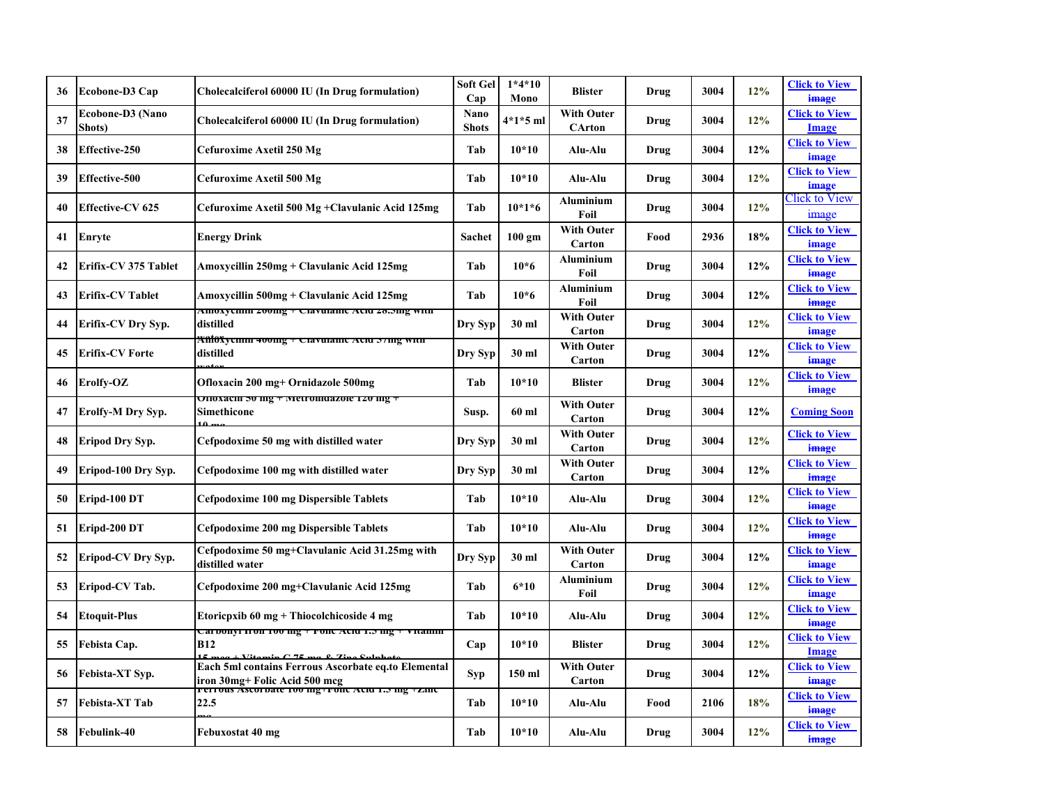| 36 | Ecobone-D3 Cap | Cholecalciferol 60000 IU (In Drug formulation) | Soft Gel Cap | 1*4*10 Mono | Blister | Drug | 3004 | 12% | Click to View image |
|---|---|---|---|---|---|---|---|---|---|
| 37 | Ecobone-D3 (Nano Shots) | Cholecalciferol 60000 IU (In Drug formulation) | Nano Shots | 4*1*5 ml | With Outer CArton | Drug | 3004 | 12% | Click to View Image |
| 38 | Effective-250 | Cefuroxime Axetil 250 Mg | Tab | 10*10 | Alu-Alu | Drug | 3004 | 12% | Click to View image |
| 39 | Effective-500 | Cefuroxime Axetil 500 Mg | Tab | 10*10 | Alu-Alu | Drug | 3004 | 12% | Click to View image |
| 40 | Effective-CV 625 | Cefuroxime Axetil 500 Mg +Clavulanic Acid 125mg | Tab | 10*1*6 | Aluminium Foil | Drug | 3004 | 12% | Click to View image |
| 41 | Enryte | Energy Drink | Sachet | 100 gm | With Outer Carton | Food | 2936 | 18% | Click to View image |
| 42 | Erifix-CV 375 Tablet | Amoxycillin 250mg + Clavulanic Acid 125mg | Tab | 10*6 | Aluminium Foil | Drug | 3004 | 12% | Click to View image |
| 43 | Erifix-CV Tablet | Amoxycillin 500mg + Clavulanic Acid 125mg | Tab | 10*6 | Aluminium Foil | Drug | 3004 | 12% | Click to View image |
| 44 | Erifix-CV Dry Syp. | Amoxycillin 200mg + Clavulanic Acid 28.5mg with distilled | Dry Syp | 30 ml | With Outer Carton | Drug | 3004 | 12% | Click to View image |
| 45 | Erifix-CV Forte | Amoxycillin 400mg + Clavulanic Acid 57mg with distilled water | Dry Syp | 30 ml | With Outer Carton | Drug | 3004 | 12% | Click to View image |
| 46 | Erolfy-OZ | Ofloxacin 200 mg+ Ornidazole 500mg | Tab | 10*10 | Blister | Drug | 3004 | 12% | Click to View image |
| 47 | Erolfy-M Dry Syp. | Ofloxacin 50 mg + Metronidazole 120 mg + Simethicone 10 mg | Susp. | 60 ml | With Outer Carton | Drug | 3004 | 12% | Coming Soon |
| 48 | Eripod Dry Syp. | Cefpodoxime 50 mg with distilled water | Dry Syp | 30 ml | With Outer Carton | Drug | 3004 | 12% | Click to View image |
| 49 | Eripod-100 Dry Syp. | Cefpodoxime 100 mg with distilled water | Dry Syp | 30 ml | With Outer Carton | Drug | 3004 | 12% | Click to View image |
| 50 | Eripd-100 DT | Cefpodoxime 100 mg Dispersible Tablets | Tab | 10*10 | Alu-Alu | Drug | 3004 | 12% | Click to View image |
| 51 | Eripd-200 DT | Cefpodoxime 200 mg Dispersible Tablets | Tab | 10*10 | Alu-Alu | Drug | 3004 | 12% | Click to View image |
| 52 | Eripod-CV Dry Syp. | Cefpodoxime 50 mg+Clavulanic Acid 31.25mg with distilled water | Dry Syp | 30 ml | With Outer Carton | Drug | 3004 | 12% | Click to View image |
| 53 | Eripod-CV Tab. | Cefpodoxime 200 mg+Clavulanic Acid 125mg | Tab | 6*10 | Aluminium Foil | Drug | 3004 | 12% | Click to View image |
| 54 | Etoquit-Plus | Etoricpxib 60 mg + Thiocolchicoside 4 mg | Tab | 10*10 | Alu-Alu | Drug | 3004 | 12% | Click to View image |
| 55 | Febista Cap. | Carbonyl Iron 100 mg + Folic Acid 1.5 mg + Vitamin B12 15 mcg + Vitamin C 75 mg & Zinc Sulphate | Cap | 10*10 | Blister | Drug | 3004 | 12% | Click to View Image |
| 56 | Febista-XT Syp. | Each 5ml contains Ferrous Ascorbate eq.to Elemental iron 30mg+ Folic Acid 500 mcg | Syp | 150 ml | With Outer Carton | Drug | 3004 | 12% | Click to View image |
| 57 | Febista-XT Tab | Ferrous Ascorbate 100 mg+Folic Acid 1.5 mg +Zinc 22.5 mg | Tab | 10*10 | Alu-Alu | Food | 2106 | 18% | Click to View image |
| 58 | Febulink-40 | Febuxostat 40 mg | Tab | 10*10 | Alu-Alu | Drug | 3004 | 12% | Click to View image |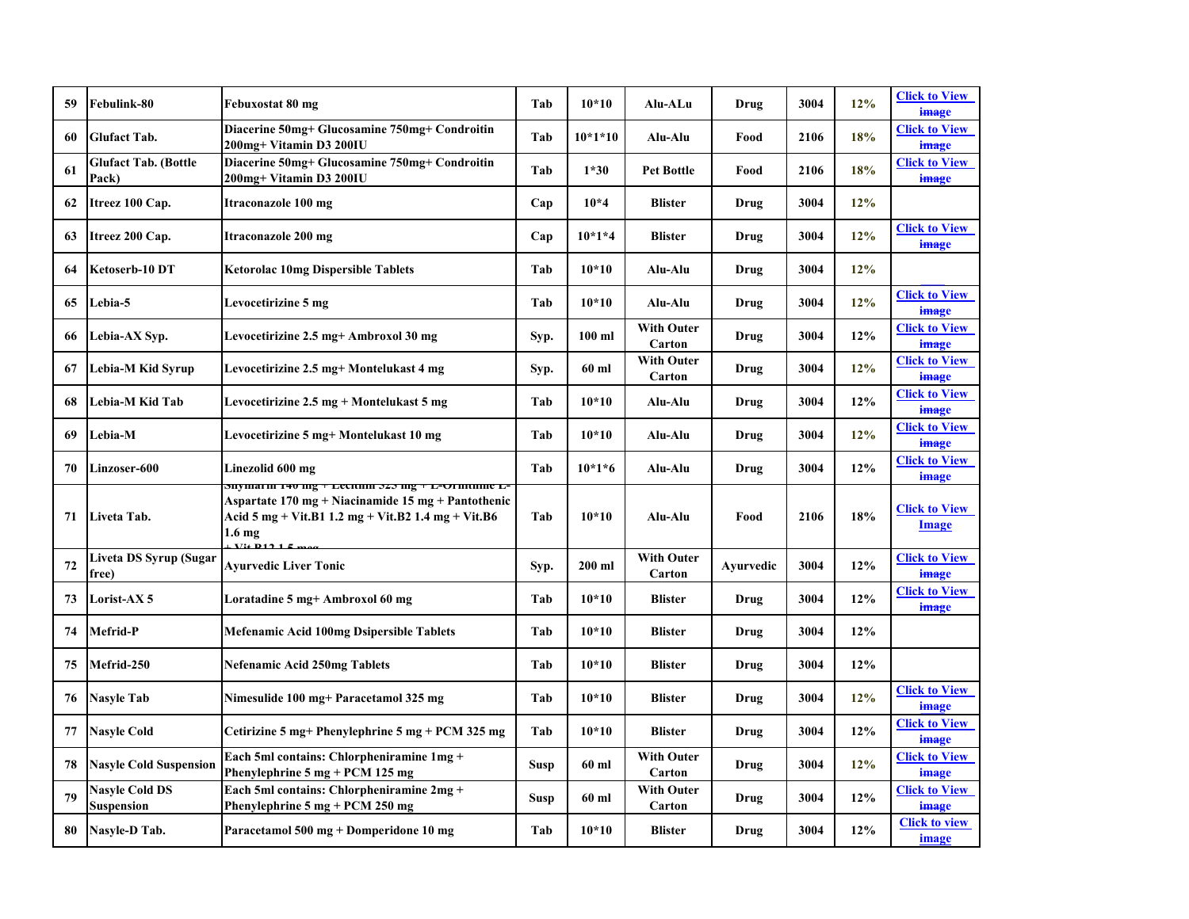| 59 | Febulink-80 | Febuxostat 80 mg | Tab | 10*10 | Alu-ALu | Drug | 3004 | 12% | Click to View image |
|---|---|---|---|---|---|---|---|---|---|
| 60 | Glufact Tab. | Diacerine 50mg+ Glucosamine 750mg+ Condroitin 200mg+ Vitamin D3 200IU | Tab | 10*1*10 | Alu-Alu | Food | 2106 | 18% | Click to View image |
| 61 | Glufact Tab. (Bottle Pack) | Diacerine 50mg+ Glucosamine 750mg+ Condroitin 200mg+ Vitamin D3 200IU | Tab | 1*30 | Pet Bottle | Food | 2106 | 18% | Click to View image |
| 62 | Itreez 100 Cap. | Itraconazole 100 mg | Cap | 10*4 | Blister | Drug | 3004 | 12% | |
| 63 | Itreez 200 Cap. | Itraconazole 200 mg | Cap | 10*1*4 | Blister | Drug | 3004 | 12% | Click to View image |
| 64 | Ketoserb-10 DT | Ketorolac 10mg Dispersible Tablets | Tab | 10*10 | Alu-Alu | Drug | 3004 | 12% | |
| 65 | Lebia-5 | Levocetirizine 5 mg | Tab | 10*10 | Alu-Alu | Drug | 3004 | 12% | Click to View image |
| 66 | Lebia-AX Syp. | Levocetirizine 2.5 mg+ Ambroxol 30 mg | Syp. | 100 ml | With Outer Carton | Drug | 3004 | 12% | Click to View image |
| 67 | Lebia-M Kid Syrup | Levocetirizine 2.5 mg+ Montelukast 4 mg | Syp. | 60 ml | With Outer Carton | Drug | 3004 | 12% | Click to View image |
| 68 | Lebia-M Kid Tab | Levocetirizine 2.5 mg + Montelukast 5 mg | Tab | 10*10 | Alu-Alu | Drug | 3004 | 12% | Click to View image |
| 69 | Lebia-M | Levocetirizine 5 mg+ Montelukast 10 mg | Tab | 10*10 | Alu-Alu | Drug | 3004 | 12% | Click to View image |
| 70 | Linzoser-600 | Linezolid 600 mg | Tab | 10*1*6 | Alu-Alu | Drug | 3004 | 12% | Click to View image |
| 71 | Liveta Tab. | Silymarin 140 mg + Lecithin 525 mg + L-Ornithine L-Aspartate 170 mg + Niacinamide 15 mg + Pantothenic Acid 5 mg + Vit.B1 1.2 mg + Vit.B2 1.4 mg + Vit.B6 1.6 mg + Vit B12 1.5 mcg | Tab | 10*10 | Alu-Alu | Food | 2106 | 18% | Click to View Image |
| 72 | Liveta DS Syrup (Sugar free) | Ayurvedic Liver Tonic | Syp. | 200 ml | With Outer Carton | Ayurvedic | 3004 | 12% | Click to View image |
| 73 | Lorist-AX 5 | Loratadine 5 mg+ Ambroxol 60 mg | Tab | 10*10 | Blister | Drug | 3004 | 12% | Click to View image |
| 74 | Mefrid-P | Mefenamic Acid 100mg Dsipersible Tablets | Tab | 10*10 | Blister | Drug | 3004 | 12% | |
| 75 | Mefrid-250 | Nefenamic Acid 250mg Tablets | Tab | 10*10 | Blister | Drug | 3004 | 12% | |
| 76 | Nasyle Tab | Nimesulide 100 mg+ Paracetamol 325 mg | Tab | 10*10 | Blister | Drug | 3004 | 12% | Click to View image |
| 77 | Nasyle Cold | Cetirizine 5 mg+ Phenylephrine 5 mg + PCM 325 mg | Tab | 10*10 | Blister | Drug | 3004 | 12% | Click to View image |
| 78 | Nasyle Cold Suspension | Each 5ml contains: Chlorpheniramine 1mg + Phenylephrine 5 mg + PCM 125 mg | Susp | 60 ml | With Outer Carton | Drug | 3004 | 12% | Click to View image |
| 79 | Nasyle Cold DS Suspension | Each 5ml contains: Chlorpheniramine 2mg + Phenylephrine 5 mg + PCM 250 mg | Susp | 60 ml | With Outer Carton | Drug | 3004 | 12% | Click to View image |
| 80 | Nasyle-D Tab. | Paracetamol 500 mg + Domperidone 10 mg | Tab | 10*10 | Blister | Drug | 3004 | 12% | Click to view image |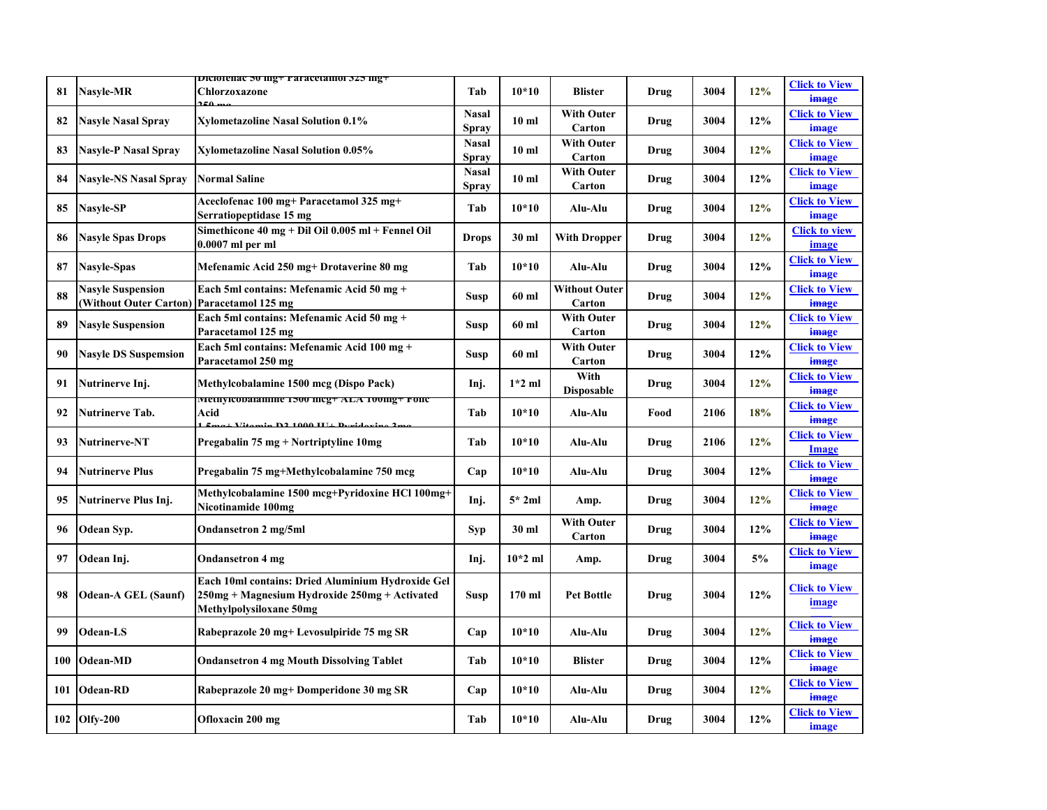| 81 | Nasyle-MR | Diclofenac 50 mg+ Paracetamol 325 mg+ Chlorzoxazone 250 mg | Tab | 10*10 | Blister | Drug | 3004 | 12% | Click to View image |
|---|---|---|---|---|---|---|---|---|---|
| 82 | Nasyle Nasal Spray | Xylometazoline Nasal Solution 0.1% | Nasal Spray | 10 ml | With Outer Carton | Drug | 3004 | 12% | Click to View image |
| 83 | Nasyle-P Nasal Spray | Xylometazoline Nasal Solution 0.05% | Nasal Spray | 10 ml | With Outer Carton | Drug | 3004 | 12% | Click to View image |
| 84 | Nasyle-NS Nasal Spray | Normal Saline | Nasal Spray | 10 ml | With Outer Carton | Drug | 3004 | 12% | Click to View image |
| 85 | Nasyle-SP | Aceclofenac 100 mg+ Paracetamol 325 mg+ Serratiopeptidase 15 mg | Tab | 10*10 | Alu-Alu | Drug | 3004 | 12% | Click to View image |
| 86 | Nasyle Spas Drops | Simethicone 40 mg + Dil Oil 0.005 ml + Fennel Oil 0.0007 ml per ml | Drops | 30 ml | With Dropper | Drug | 3004 | 12% | Click to view image |
| 87 | Nasyle-Spas | Mefenamic Acid 250 mg+ Drotaverine 80 mg | Tab | 10*10 | Alu-Alu | Drug | 3004 | 12% | Click to View image |
| 88 | Nasyle Suspension (Without Outer Carton) | Each 5ml contains: Mefenamic Acid 50 mg + Paracetamol 125 mg | Susp | 60 ml | Without Outer Carton | Drug | 3004 | 12% | Click to View image |
| 89 | Nasyle Suspension | Each 5ml contains: Mefenamic Acid 50 mg + Paracetamol 125 mg | Susp | 60 ml | With Outer Carton | Drug | 3004 | 12% | Click to View image |
| 90 | Nasyle DS Suspemsion | Each 5ml contains: Mefenamic Acid 100 mg + Paracetamol 250 mg | Susp | 60 ml | With Outer Carton | Drug | 3004 | 12% | Click to View image |
| 91 | Nutrinerve Inj. | Methylcobalamine 1500 mcg (Dispo Pack) | Inj. | 1*2 ml | With Disposable | Drug | 3004 | 12% | Click to View image |
| 92 | Nutrinerve Tab. | Methylcobalamine 1500 mcg+ ALA 100mg+ Folic Acid 1.5mg+ Vitamin D3 1000 IU+ Pyridoxine 3mg | Tab | 10*10 | Alu-Alu | Food | 2106 | 18% | Click to View image |
| 93 | Nutrinerve-NT | Pregabalin 75 mg + Nortriptyline 10mg | Tab | 10*10 | Alu-Alu | Drug | 2106 | 12% | Click to View Image |
| 94 | Nutrinerve Plus | Pregabalin 75 mg+Methylcobalamine 750 mcg | Cap | 10*10 | Alu-Alu | Drug | 3004 | 12% | Click to View image |
| 95 | Nutrinerve Plus Inj. | Methylcobalamine 1500 mcg+Pyridoxine HCl 100mg+ Nicotinamide 100mg | Inj. | 5* 2ml | Amp. | Drug | 3004 | 12% | Click to View image |
| 96 | Odean Syp. | Ondansetron 2 mg/5ml | Syp | 30 ml | With Outer Carton | Drug | 3004 | 12% | Click to View image |
| 97 | Odean Inj. | Ondansetron 4 mg | Inj. | 10*2 ml | Amp. | Drug | 3004 | 5% | Click to View image |
| 98 | Odean-A GEL (Saunf) | Each 10ml contains: Dried Aluminium Hydroxide Gel 250mg + Magnesium Hydroxide 250mg + Activated Methylpolysiloxane 50mg | Susp | 170 ml | Pet Bottle | Drug | 3004 | 12% | Click to View image |
| 99 | Odean-LS | Rabeprazole 20 mg+ Levosulpiride 75 mg SR | Cap | 10*10 | Alu-Alu | Drug | 3004 | 12% | Click to View image |
| 100 | Odean-MD | Ondansetron 4 mg Mouth Dissolving Tablet | Tab | 10*10 | Blister | Drug | 3004 | 12% | Click to View image |
| 101 | Odean-RD | Rabeprazole 20 mg+ Domperidone 30 mg SR | Cap | 10*10 | Alu-Alu | Drug | 3004 | 12% | Click to View image |
| 102 | Olfy-200 | Ofloxacin 200 mg | Tab | 10*10 | Alu-Alu | Drug | 3004 | 12% | Click to View image |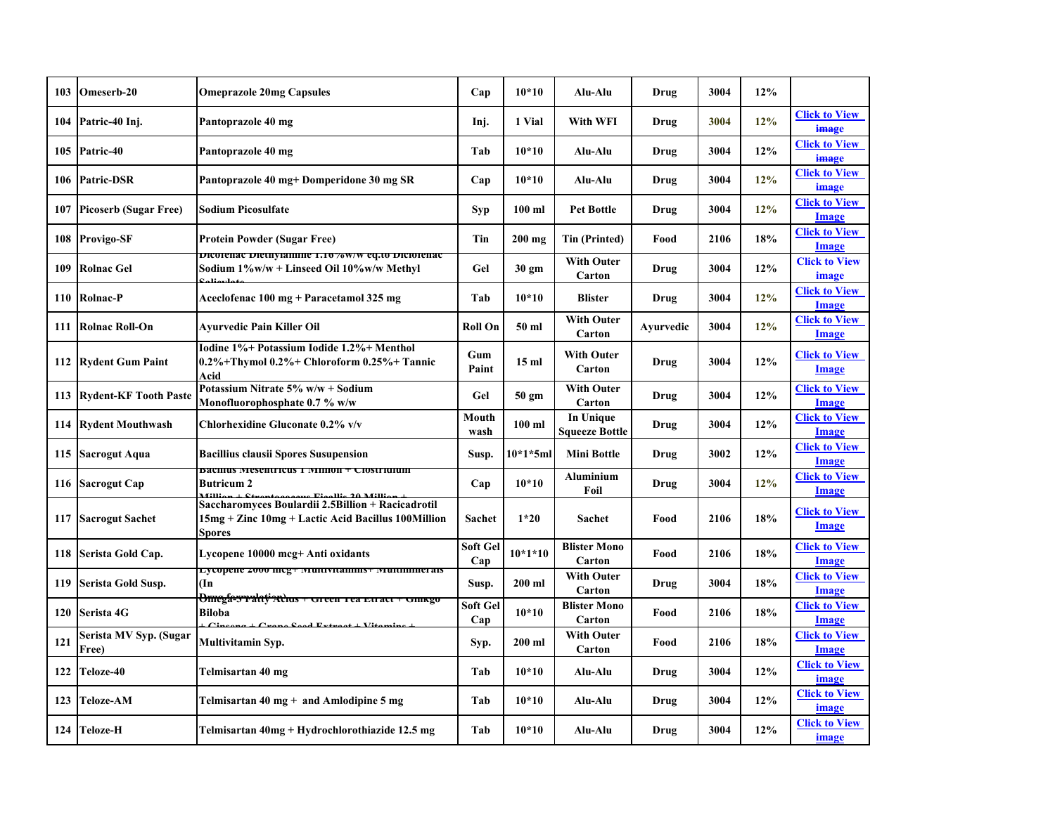| 103 | Omeserb-20 | Omeprazole 20mg Capsules | Cap | 10*10 | Alu-Alu | Drug | 3004 | 12% | |
|---|---|---|---|---|---|---|---|---|---|
| 104 | Patric-40 Inj. | Pantoprazole 40 mg | Inj. | 1 Vial | With WFI | Drug | 3004 | 12% | Click to View image |
| 105 | Patric-40 | Pantoprazole 40 mg | Tab | 10*10 | Alu-Alu | Drug | 3004 | 12% | Click to View image |
| 106 | Patric-DSR | Pantoprazole 40 mg+ Domperidone 30 mg SR | Cap | 10*10 | Alu-Alu | Drug | 3004 | 12% | Click to View image |
| 107 | Picoserb (Sugar Free) | Sodium Picosulfate | Syp | 100 ml | Pet Bottle | Drug | 3004 | 12% | Click to View Image |
| 108 | Provigo-SF | Protein Powder (Sugar Free) | Tin | 200 mg | Tin (Printed) | Food | 2106 | 18% | Click to View Image |
| 109 | Rolnac Gel | Dicofenac Diethylamine 1.16%w/w eq.to Diclofenac Sodium 1%w/w + Linseed Oil 10%w/w Methyl Salicylate | Gel | 30 gm | With Outer Carton | Drug | 3004 | 12% | Click to View image |
| 110 | Rolnac-P | Aceclofenac 100 mg + Paracetamol 325 mg | Tab | 10*10 | Blister | Drug | 3004 | 12% | Click to View Image |
| 111 | Rolnac Roll-On | Ayurvedic Pain Killer Oil | Roll On | 50 ml | With Outer Carton | Ayurvedic | 3004 | 12% | Click to View Image |
| 112 | Rydent Gum Paint | Iodine 1%+ Potassium Iodide 1.2%+ Menthol 0.2%+Thymol 0.2%+ Chloroform 0.25%+ Tannic Acid | Gum Paint | 15 ml | With Outer Carton | Drug | 3004 | 12% | Click to View Image |
| 113 | Rydent-KF Tooth Paste | Potassium Nitrate 5% w/w + Sodium Monofluorophosphate 0.7 % w/w | Gel | 50 gm | With Outer Carton | Drug | 3004 | 12% | Click to View Image |
| 114 | Rydent Mouthwash | Chlorhexidine Gluconate 0.2% v/v | Mouth wash | 100 ml | In Unique Squeeze Bottle | Drug | 3004 | 12% | Click to View Image |
| 115 | Sacrogut Aqua | Bacillius clausii Spores Susupension | Susp. | 10*1*5ml | Mini Bottle | Drug | 3002 | 12% | Click to View Image |
| 116 | Sacrogut Cap | Bacillus Mesentricus 1 Million + Clostridium Butricum 2 Million + Streptococcus Fiaellis 30 Million + | Cap | 10*10 | Aluminium Foil | Drug | 3004 | 12% | Click to View Image |
| 117 | Sacrogut Sachet | Saccharomyces Boulardii 2.5Billion + Racicadrotil 15mg + Zinc 10mg + Lactic Acid Bacillus 100Million Spores | Sachet | 1*20 | Sachet | Food | 2106 | 18% | Click to View Image |
| 118 | Serista Gold Cap. | Lycopene 10000 mcg+ Anti oxidants | Soft Gel Cap | 10*1*10 | Blister Mono Carton | Food | 2106 | 18% | Click to View Image |
| 119 | Serista Gold Susp. | Lycopene 2000 mcg+ Multivitamins+ Multiminerals (In Drug formulation) | Susp. | 200 ml | With Outer Carton | Drug | 3004 | 18% | Click to View Image |
| 120 | Serista 4G | Omega-3 Fatty Acids + Green Tea Extract + Ginkgo Biloba + Ginseng + Grape Seed Extract + Vitamins + | Soft Gel Cap | 10*10 | Blister Mono Carton | Food | 2106 | 18% | Click to View Image |
| 121 | Serista MV Syp. (Sugar Free) | Multivitamin Syp. | Syp. | 200 ml | With Outer Carton | Food | 2106 | 18% | Click to View Image |
| 122 | Teloze-40 | Telmisartan 40 mg | Tab | 10*10 | Alu-Alu | Drug | 3004 | 12% | Click to View image |
| 123 | Teloze-AM | Telmisartan 40 mg + and Amlodipine 5 mg | Tab | 10*10 | Alu-Alu | Drug | 3004 | 12% | Click to View image |
| 124 | Teloze-H | Telmisartan 40mg + Hydrochlorothiazide 12.5 mg | Tab | 10*10 | Alu-Alu | Drug | 3004 | 12% | Click to View image |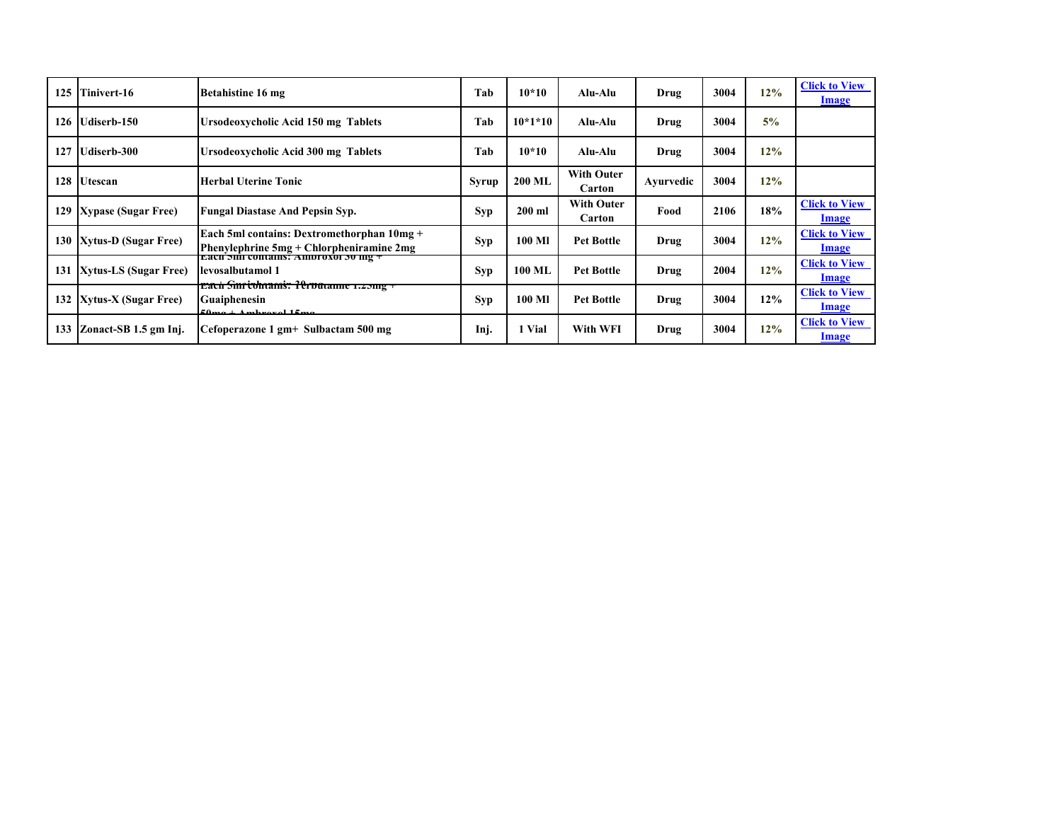| | | | | | | | | | |
|---|---|---|---|---|---|---|---|---|---|
| 125 | Tinivert-16 | Betahistine 16 mg | Tab | 10*10 | Alu-Alu | Drug | 3004 | 12% | Click to View Image |
| 126 | Udiserb-150 | Ursodeoxycholic Acid 150 mg Tablets | Tab | 10*1*10 | Alu-Alu | Drug | 3004 | 5% | |
| 127 | Udiserb-300 | Ursodeoxycholic Acid 300 mg Tablets | Tab | 10*10 | Alu-Alu | Drug | 3004 | 12% | |
| 128 | Utescan | Herbal Uterine Tonic | Syrup | 200 ML | With Outer Carton | Ayurvedic | 3004 | 12% | |
| 129 | Xypase (Sugar Free) | Fungal Diastase And Pepsin Syp. | Syp | 200 ml | With Outer Carton | Food | 2106 | 18% | Click to View Image |
| 130 | Xytus-D (Sugar Free) | Each 5ml contains: Dextromethorphan 10mg + Phenylephrine 5mg + Chlorpheniramine 2mg | Syp | 100 Ml | Pet Bottle | Drug | 3004 | 12% | Click to View Image |
| 131 | Xytus-LS (Sugar Free) | Each 5ml contains: Ambroxol 30 mg + levosalbutamol 1 | Syp | 100 ML | Pet Bottle | Drug | 2004 | 12% | Click to View Image |
| 132 | Xytus-X (Sugar Free) | Each 5ml contains: Terbutaline 1.25mg + Guaiphenesin 50mg + Ambroxol 15mg | Syp | 100 Ml | Pet Bottle | Drug | 3004 | 12% | Click to View Image |
| 133 | Zonact-SB 1.5 gm Inj. | Cefoperazone 1 gm+ Sulbactam 500 mg | Inj. | 1 Vial | With WFI | Drug | 3004 | 12% | Click to View Image |